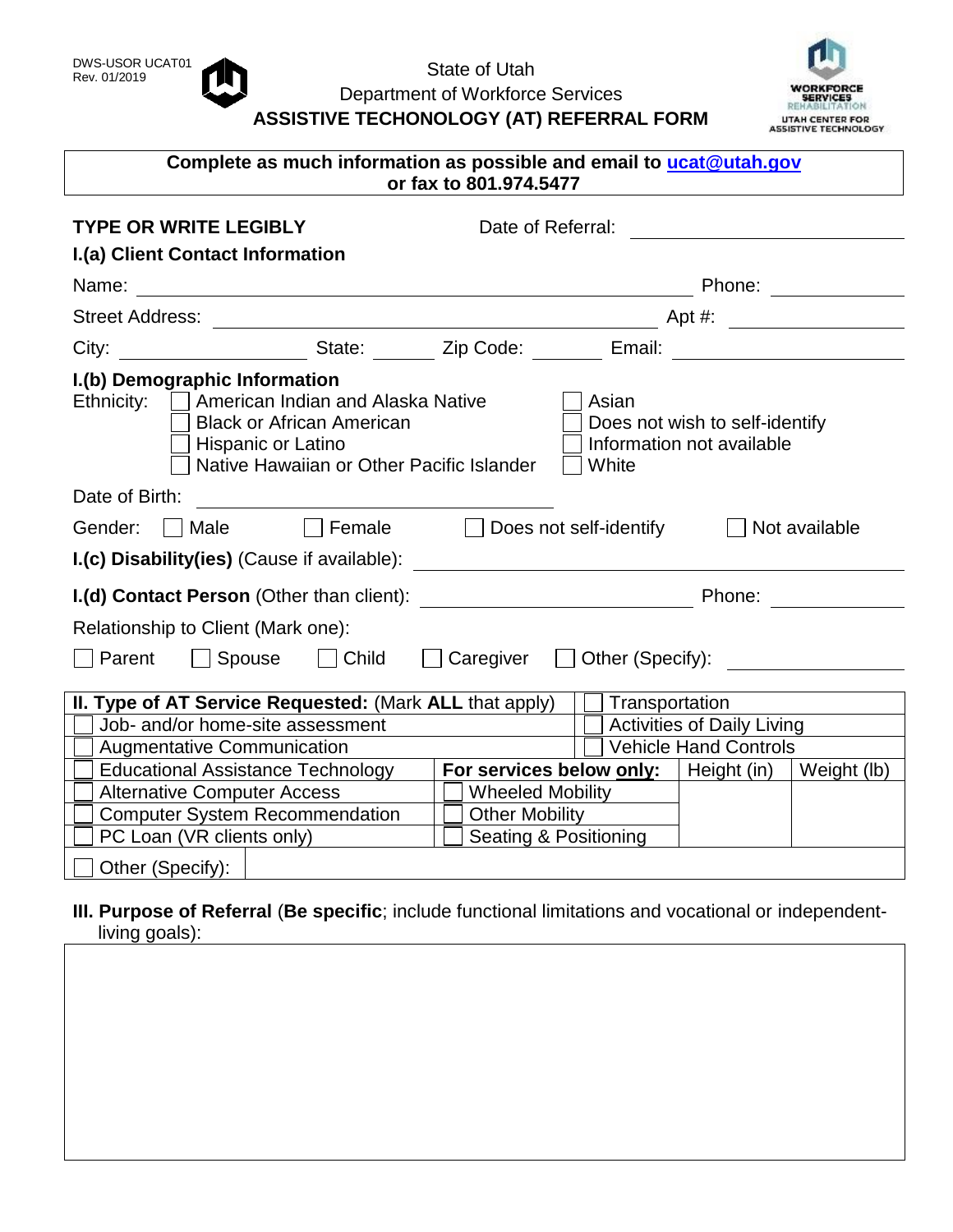DWS-USOR UCAT01
Rev. 01/2019

State of Utah
Department of Workforce Services
**ASSISTIVE TECHONOLOGY (AT) REFERRAL FORM**

WORKFORCE SERVICES REHABILITATION
UTAH CENTER FOR ASSISTIVE TECHNOLOGY

**Complete as much information as possible and email to [ucat@utah.gov](mailto:ucat@utah.gov) or fax to 801.974.5477**

**TYPE OR WRITE LEGIBLY** Date of Referral: ____________________

### I.(a) Client Contact Information

Name: ______________________________________ Phone: __________

Street Address: ______________________________ Apt #: __________

City: ______________ State: ______ Zip Code: ______ Email: ______________

### I.(b) Demographic Information

Ethnicity:
- ☐ American Indian and Alaska Native
- ☐ Black or African American
- ☐ Hispanic or Latino
- ☐ Native Hawaiian or Other Pacific Islander
- ☐ Asian
- ☐ Does not wish to self-identify
- ☐ Information not available
- ☐ White

Date of Birth: ____________________

Gender: ☐ Male ☐ Female ☐ Does not self-identify ☐ Not available

**I.(c) Disability(ies)** (Cause if available): ______________________________

**I.(d) Contact Person** (Other than client): ______________________ Phone: __________

Relationship to Client (Mark one):

☐ Parent ☐ Spouse ☐ Child ☐ Caregiver ☐ Other (Specify): ____________

| **II. Type of AT Service Requested:** (Mark **ALL** that apply) | | ☐ Transportation | |
|---|---|---|---|
| ☐ Job- and/or home-site assessment | | ☐ Activities of Daily Living | |
| ☐ Augmentative Communication | | ☐ Vehicle Hand Controls | |
| ☐ Educational Assistance Technology | **For services below only:** | Height (in) | Weight (lb) |
| ☐ Alternative Computer Access | ☐ Wheeled Mobility | | |
| ☐ Computer System Recommendation | ☐ Other Mobility | | |
| ☐ PC Loan (VR clients only) | ☐ Seating & Positioning | | |
| ☐ Other (Specify): | | | |

**III. Purpose of Referral** (**Be specific**; include functional limitations and vocational or independent-living goals):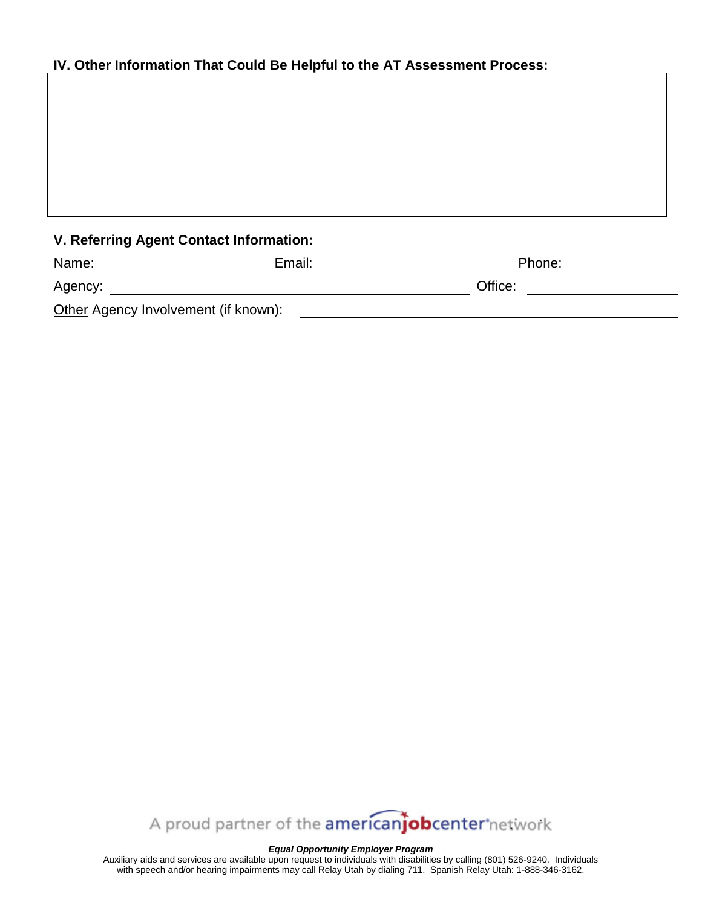### IV. Other Information That Could Be Helpful to the AT Assessment Process:

### V. Referring Agent Contact Information:

Name: ____________________ Email: ________________________ Phone: ____________

Agency: ____________________________________________ Office: ________________

Other Agency Involvement (if known): ________________________________________

A proud partner of the americanjobcenter network

***Equal Opportunity Employer Program***

Auxiliary aids and services are available upon request to individuals with disabilities by calling (801) 526-9240. Individuals with speech and/or hearing impairments may call Relay Utah by dialing 711. Spanish Relay Utah: 1-888-346-3162.